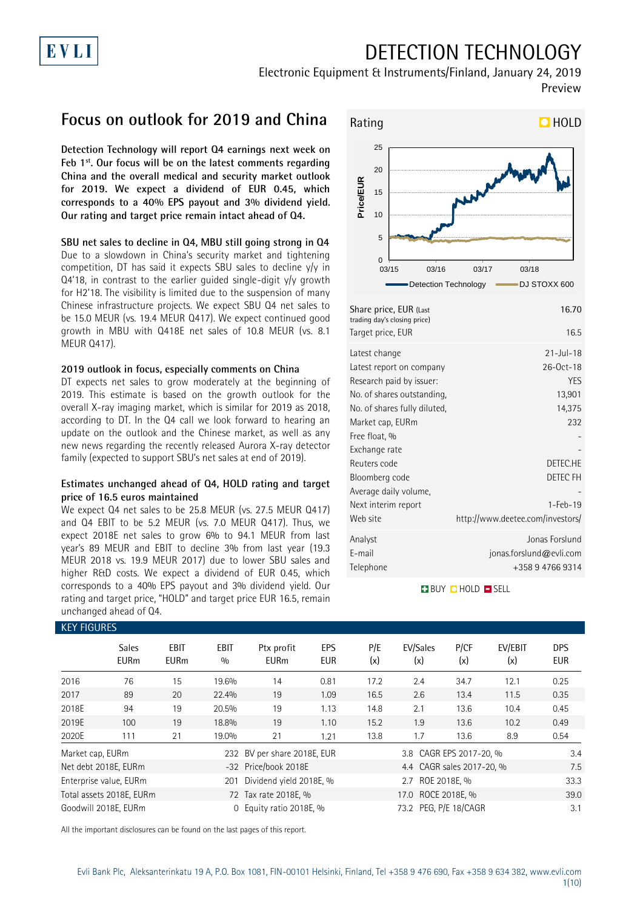# DETECTION TECHNOLOGY

Electronic Equipment & Instruments/Finland, January 24, 2019

Preview

## Focus on outlook for 2019 and China

**Detection Technology will report Q4 earnings next week on Feb 1st. Our focus will be on the latest comments regarding China and the overall medical and security market outlook for 2019. We expect a dividend of EUR 0.45, which corresponds to a 40% EPS payout and 3% dividend yield. Our rating and target price remain intact ahead of Q4.**

**SBU net sales to decline in Q4, MBU still going strong in Q4**

Due to a slowdown in China's security market and tightening competition, DT has said it expects SBU sales to decline y/y in Q4'18, in contrast to the earlier guided single-digit y/y growth for H2'18. The visibility is limited due to the suspension of many Chinese infrastructure projects. We expect SBU Q4 net sales to be 15.0 MEUR (vs. 19.4 MEUR Q417). We expect continued good growth in MBU with Q418E net sales of 10.8 MEUR (vs. 8.1 MEUR Q417).

**2019 outlook in focus, especially comments on China**

DT expects net sales to grow moderately at the beginning of 2019. This estimate is based on the growth outlook for the overall X-ray imaging market, which is similar for 2019 as 2018, according to DT. In the Q4 call we look forward to hearing an update on the outlook and the Chinese market, as well as any new news regarding the recently released Aurora X-ray detector family (expected to support SBU's net sales at end of 2019).

**Estimates unchanged ahead of Q4, HOLD rating and target price of 16.5 euros maintained**

We expect Q4 net sales to be 25.8 MEUR (vs. 27.5 MEUR Q417) and Q4 EBIT to be 5.2 MEUR (vs. 7.0 MEUR Q417). Thus, we expect 2018E net sales to grow 6% to 94.1 MEUR from last year's 89 MEUR and EBIT to decline 3% from last year (19.3 MEUR 2018 vs. 19.9 MEUR 2017) due to lower SBU sales and higher R&D costs. We expect a dividend of EUR 0.45, which corresponds to a 40% EPS payout and 3% dividend yield. Our rating and target price, "HOLD" and target price EUR 16.5, remain unchanged ahead of Q4.

**Rating: HOLD**

| | |
|---|---|
| Share price, EUR (Last trading day's closing price) | 16.70 |
| Target price, EUR | 16.5 |
| Latest change | 21-Jul-18 |
| Latest report on company | 26-Oct-18 |
| Research paid by issuer: | YES |
| No. of shares outstanding, | 13,901 |
| No. of shares fully diluted, | 14,375 |
| Market cap, EURm | 232 |
| Free float, % | - |
| Exchange rate | - |
| Reuters code | DETEC.HE |
| Bloomberg code | DETEC FH |
| Average daily volume, | - |
| Next interim report | 1-Feb-19 |
| Web site | http://www.deetee.com/investors/ |
| Analyst | Jonas Forslund |
| E-mail | jonas.forslund@evli.com |
| Telephone | +358 9 4766 9314 |

BUY HOLD SELL

### KEY FIGURES

| | Sales EURm | EBIT EURm | EBIT % | Ptx profit EURm | EPS EUR | P/E (x) | EV/Sales (x) | P/CF (x) | EV/EBIT (x) | DPS EUR |
|---|---|---|---|---|---|---|---|---|---|---|
| 2016 | 76 | 15 | 19.6% | 14 | 0.81 | 17.2 | 2.4 | 34.7 | 12.1 | 0.25 |
| 2017 | 89 | 20 | 22.4% | 19 | 1.09 | 16.5 | 2.6 | 13.4 | 11.5 | 0.35 |
| 2018E | 94 | 19 | 20.5% | 19 | 1.13 | 14.8 | 2.1 | 13.6 | 10.4 | 0.45 |
| 2019E | 100 | 19 | 18.8% | 19 | 1.10 | 15.2 | 1.9 | 13.6 | 10.2 | 0.49 |
| 2020E | 111 | 21 | 19.0% | 21 | 1.21 | 13.8 | 1.7 | 13.6 | 8.9 | 0.54 |

| | | | | | |
|---|---|---|---|---|---|
| Market cap, EURm | 232 | BV per share 2018E, EUR | 3.8 | CAGR EPS 2017-20, % | 3.4 |
| Net debt 2018E, EURm | -32 | Price/book 2018E | 4.4 | CAGR sales 2017-20, % | 7.5 |
| Enterprise value, EURm | 201 | Dividend yield 2018E, % | 2.7 | ROE 2018E, % | 33.3 |
| Total assets 2018E, EURm | 72 | Tax rate 2018E, % | 17.0 | ROCE 2018E, % | 39.0 |
| Goodwill 2018E, EURm | 0 | Equity ratio 2018E, % | 73.2 | PEG, P/E 18/CAGR | 3.1 |

All the important disclosures can be found on the last pages of this report.

Evli Bank Plc, Aleksanterinkatu 19 A, P.O. Box 1081, FIN-00101 Helsinki, Finland, Tel +358 9 476 690, Fax +358 9 634 382, www.evli.com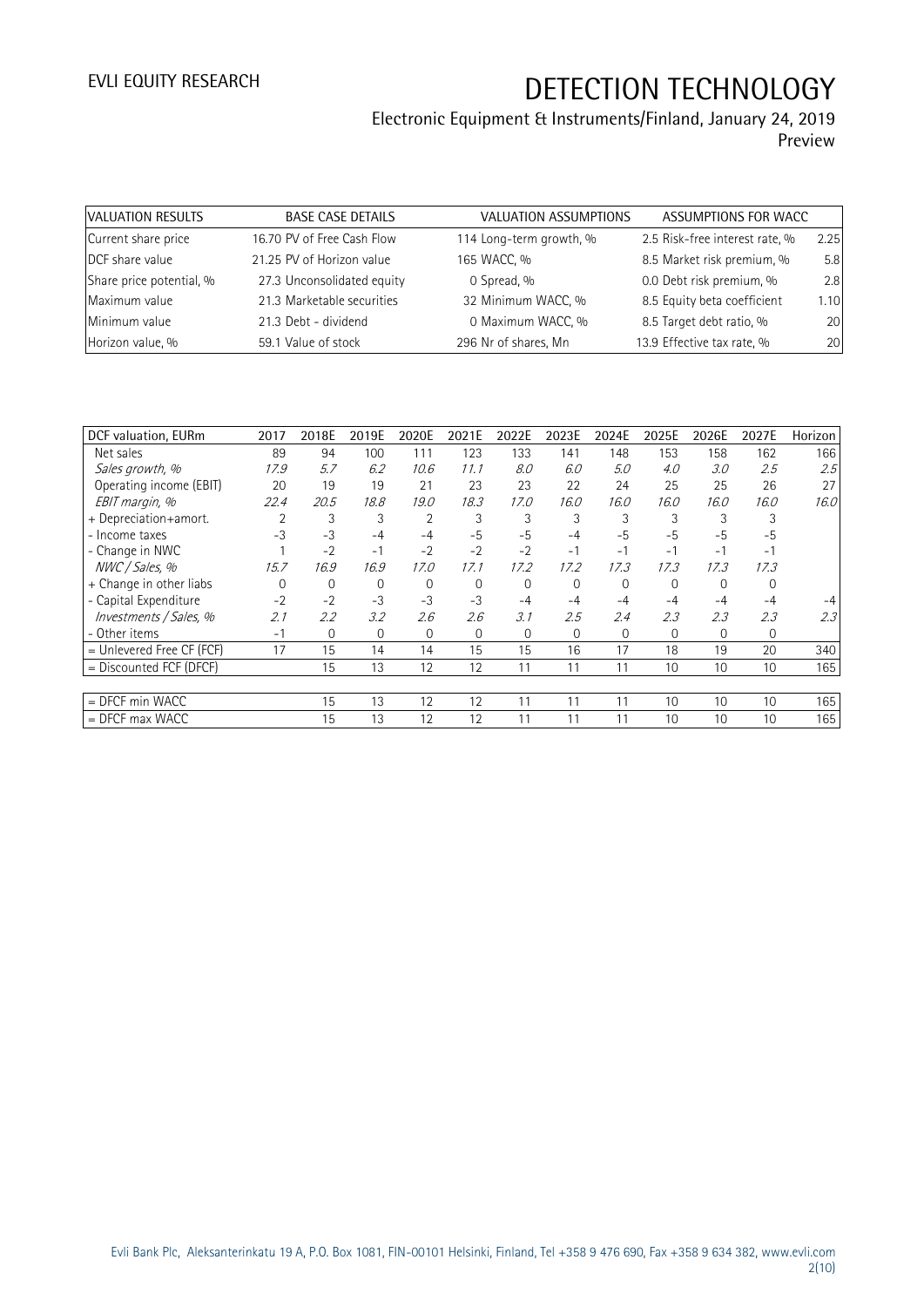EVLI EQUITY RESEARCH

# DETECTION TECHNOLOGY

Electronic Equipment & Instruments/Finland, January 24, 2019

Preview

| VALUATION RESULTS | | BASE CASE DETAILS | | VALUATION ASSUMPTIONS | | ASSUMPTIONS FOR WACC | |
|---|---|---|---|---|---|---|---|
| Current share price | 16.70 | PV of Free Cash Flow | 114 | Long-term growth, % | 2.5 | Risk-free interest rate, % | 2.25 |
| DCF share value | 21.25 | PV of Horizon value | 165 | WACC, % | 8.5 | Market risk premium, % | 5.8 |
| Share price potential, % | 27.3 | Unconsolidated equity | 0 | Spread, % | 0.0 | Debt risk premium, % | 2.8 |
| Maximum value | 21.3 | Marketable securities | 32 | Minimum WACC, % | 8.5 | Equity beta coefficient | 1.10 |
| Minimum value | 21.3 | Debt - dividend | 0 | Maximum WACC, % | 8.5 | Target debt ratio, % | 20 |
| Horizon value, % | 59.1 | Value of stock | 296 | Nr of shares, Mn | 13.9 | Effective tax rate, % | 20 |

| DCF valuation, EURm | 2017 | 2018E | 2019E | 2020E | 2021E | 2022E | 2023E | 2024E | 2025E | 2026E | 2027E | Horizon |
|---|---|---|---|---|---|---|---|---|---|---|---|---|
| Net sales | 89 | 94 | 100 | 111 | 123 | 133 | 141 | 148 | 153 | 158 | 162 | 166 |
| *Sales growth, %* | *17.9* | *5.7* | *6.2* | *10.6* | *11.1* | *8.0* | *6.0* | *5.0* | *4.0* | *3.0* | *2.5* | *2.5* |
| Operating income (EBIT) | 20 | 19 | 19 | 21 | 23 | 23 | 22 | 24 | 25 | 25 | 26 | 27 |
| *EBIT margin, %* | *22.4* | *20.5* | *18.8* | *19.0* | *18.3* | *17.0* | *16.0* | *16.0* | *16.0* | *16.0* | *16.0* | *16.0* |
| + Depreciation+amort. | 2 | 3 | 3 | 2 | 3 | 3 | 3 | 3 | 3 | 3 | 3 | |
| - Income taxes | -3 | -3 | -4 | -4 | -5 | -5 | -4 | -5 | -5 | -5 | -5 | |
| - Change in NWC | 1 | -2 | -1 | -2 | -2 | -2 | -1 | -1 | -1 | -1 | -1 | |
| *NWC / Sales, %* | *15.7* | *16.9* | *16.9* | *17.0* | *17.1* | *17.2* | *17.2* | *17.3* | *17.3* | *17.3* | *17.3* | |
| + Change in other liabs | 0 | 0 | 0 | 0 | 0 | 0 | 0 | 0 | 0 | 0 | 0 | |
| - Capital Expenditure | -2 | -2 | -3 | -3 | -3 | -4 | -4 | -4 | -4 | -4 | -4 | -4 |
| *Investments / Sales, %* | *2.1* | *2.2* | *3.2* | *2.6* | *2.6* | *3.1* | *2.5* | *2.4* | *2.3* | *2.3* | *2.3* | *2.3* |
| - Other items | -1 | 0 | 0 | 0 | 0 | 0 | 0 | 0 | 0 | 0 | 0 | |
| = Unlevered Free CF (FCF) | 17 | 15 | 14 | 14 | 15 | 15 | 16 | 17 | 18 | 19 | 20 | 340 |
| = Discounted FCF (DFCF) | | 15 | 13 | 12 | 12 | 11 | 11 | 11 | 10 | 10 | 10 | 165 |
| | | | | | | | | | | | | |
| = DFCF min WACC | | 15 | 13 | 12 | 12 | 11 | 11 | 11 | 10 | 10 | 10 | 165 |
| = DFCF max WACC | | 15 | 13 | 12 | 12 | 11 | 11 | 11 | 10 | 10 | 10 | 165 |

Evli Bank Plc, Aleksanterinkatu 19 A, P.O. Box 1081, FIN-00101 Helsinki, Finland, Tel +358 9 476 690, Fax +358 9 634 382, www.evli.com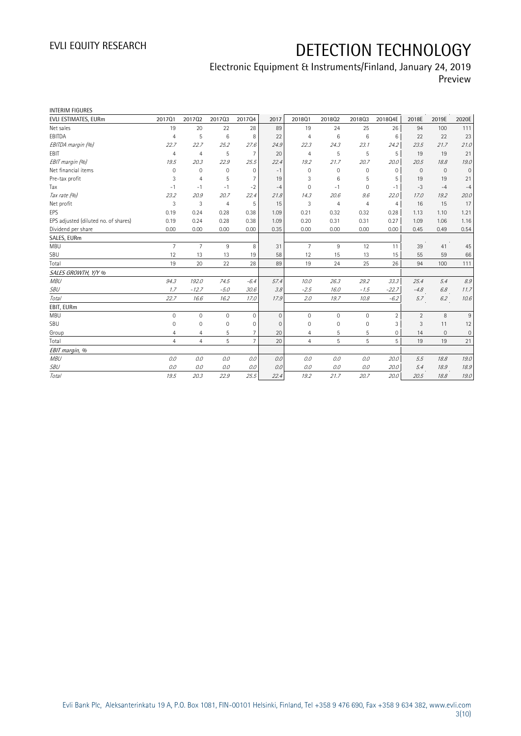# DETECTION TECHNOLOGY

Electronic Equipment & Instruments/Finland, January 24, 2019
Preview

INTERIM FIGURES

| EVLI ESTIMATES, EURm | 2017Q1 | 2017Q2 | 2017Q3 | 2017Q4 | 2017 | 2018Q1 | 2018Q2 | 2018Q3 | 2018Q4E | 2018E | 2019E | 2020E |
|---|---|---|---|---|---|---|---|---|---|---|---|---|
| Net sales | 19 | 20 | 22 | 28 | 89 | 19 | 24 | 25 | 26 | 94 | 100 | 111 |
| EBITDA | 4 | 5 | 6 | 8 | 22 | 4 | 6 | 6 | 6 | 22 | 22 | 23 |
| *EBITDA margin (%)* | *22.7* | *22.7* | *25.2* | *27.6* | *24.9* | *22.3* | *24.3* | *23.1* | *24.2* | *23.5* | *21.7* | *21.0* |
| EBIT | 4 | 4 | 5 | 7 | 20 | 4 | 5 | 5 | 5 | 19 | 19 | 21 |
| *EBIT margin (%)* | *19.5* | *20.3* | *22.9* | *25.5* | *22.4* | *19.2* | *21.7* | *20.7* | *20.0* | *20.5* | *18.8* | *19.0* |
| Net financial items | 0 | 0 | 0 | 0 | -1 | 0 | 0 | 0 | 0 | 0 | 0 | 0 |
| Pre-tax profit | 3 | 4 | 5 | 7 | 19 | 3 | 6 | 5 | 5 | 19 | 19 | 21 |
| Tax | -1 | -1 | -1 | -2 | -4 | 0 | -1 | 0 | -1 | -3 | -4 | -4 |
| *Tax rate (%)* | *23.2* | *20.9* | *20.7* | *22.4* | *21.8* | *14.3* | *20.6* | *9.6* | *22.0* | *17.0* | *19.2* | *20.0* |
| Net profit | 3 | 3 | 4 | 5 | 15 | 3 | 4 | 4 | 4 | 16 | 15 | 17 |
| EPS | 0.19 | 0.24 | 0.28 | 0.38 | 1.09 | 0.21 | 0.32 | 0.32 | 0.28 | 1.13 | 1.10 | 1.21 |
| EPS adjusted (diluted no. of shares) | 0.19 | 0.24 | 0.28 | 0.38 | 1.09 | 0.20 | 0.31 | 0.31 | 0.27 | 1.09 | 1.06 | 1.16 |
| Dividend per share | 0.00 | 0.00 | 0.00 | 0.00 | 0.35 | 0.00 | 0.00 | 0.00 | 0.00 | 0.45 | 0.49 | 0.54 |
| **SALES, EURm** | | | | | | | | | | | | |
| MBU | 7 | 7 | 9 | 8 | 31 | 7 | 9 | 12 | 11 | 39 | 41 | 45 |
| SBU | 12 | 13 | 13 | 19 | 58 | 12 | 15 | 13 | 15 | 55 | 59 | 66 |
| Total | 19 | 20 | 22 | 28 | 89 | 19 | 24 | 25 | 26 | 94 | 100 | 111 |
| *SALES GROWTH, Y/Y %* | | | | | | | | | | | | |
| *MBU* | *94.3* | *192.0* | *74.5* | *-6.4* | *57.4* | *10.0* | *26.3* | *29.2* | *33.3* | *25.4* | *5.4* | *8.9* |
| *SBU* | *1.7* | *-12.7* | *-5.0* | *30.6* | *3.8* | *-2.5* | *16.0* | *-1.5* | *-22.7* | *-4.8* | *6.8* | *11.7* |
| *Total* | *22.7* | *16.6* | *16.2* | *17.0* | *17.9* | *2.0* | *19.7* | *10.8* | *-6.2* | *5.7* | *6.2* | *10.6* |
| **EBIT, EURm** | | | | | | | | | | | | |
| MBU | 0 | 0 | 0 | 0 | 0 | 0 | 0 | 0 | 2 | 2 | 8 | 9 |
| SBU | 0 | 0 | 0 | 0 | 0 | 0 | 0 | 0 | 3 | 3 | 11 | 12 |
| Group | 4 | 4 | 5 | 7 | 20 | 4 | 5 | 5 | 0 | 14 | 0 | 0 |
| Total | 4 | 4 | 5 | 7 | 20 | 4 | 5 | 5 | 5 | 19 | 19 | 21 |
| *EBIT margin, %* | | | | | | | | | | | | |
| *MBU* | *0.0* | *0.0* | *0.0* | *0.0* | *0.0* | *0.0* | *0.0* | *0.0* | *20.0* | *5.5* | *18.8* | *19.0* |
| *SBU* | *0.0* | *0.0* | *0.0* | *0.0* | *0.0* | *0.0* | *0.0* | *0.0* | *20.0* | *5.4* | *18.9* | *18.9* |
| *Total* | *19.5* | *20.3* | *22.9* | *25.5* | *22.4* | *19.2* | *21.7* | *20.7* | *20.0* | *20.5* | *18.8* | *19.0* |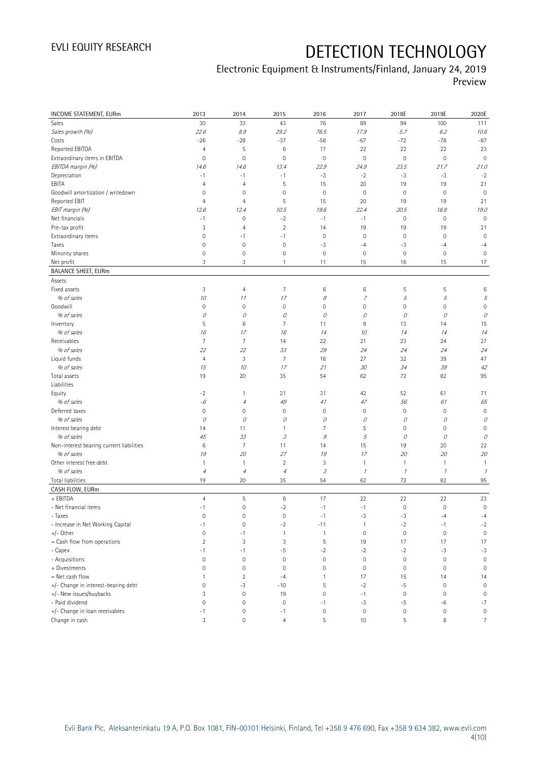# DETECTION TECHNOLOGY

Electronic Equipment & Instruments/Finland, January 24, 2019
Preview

| INCOME STATEMENT, EURm | 2013 | 2014 | 2015 | 2016 | 2017 | 2018E | 2019E | 2020E |
|---|---|---|---|---|---|---|---|---|
| Sales | 30 | 33 | 43 | 76 | 89 | 94 | 100 | 111 |
| *Sales growth (%)* | *22.6* | *8.9* | *29.2* | *76.5* | *17.9* | *5.7* | *6.2* | *10.6* |
| Costs | -26 | -28 | -37 | -58 | -67 | -72 | -78 | -87 |
| Reported EBITDA | 4 | 5 | 6 | 17 | 22 | 22 | 22 | 23 |
| Extraordinary items in EBITDA | 0 | 0 | 0 | 0 | 0 | 0 | 0 | 0 |
| *EBITDA margin (%)* | *14.6* | *14.6* | *13.4* | *22.9* | *24.9* | *23.5* | *21.7* | *21.0* |
| Depreciation | -1 | -1 | -1 | -3 | -2 | -3 | -3 | -2 |
| EBITA | 4 | 4 | 5 | 15 | 20 | 19 | 19 | 21 |
| Goodwill amortization / writedown | 0 | 0 | 0 | 0 | 0 | 0 | 0 | 0 |
| Reported EBIT | 4 | 4 | 5 | 15 | 20 | 19 | 19 | 21 |
| *EBIT margin (%)* | *12.6* | *12.4* | *10.5* | *19.6* | *22.4* | *20.5* | *18.8* | *19.0* |
| Net financials | -1 | 0 | -2 | -1 | -1 | 0 | 0 | 0 |
| Pre-tax profit | 3 | 4 | 2 | 14 | 19 | 19 | 19 | 21 |
| Extraordinary items | 0 | -1 | -1 | 0 | 0 | 0 | 0 | 0 |
| Taxes | 0 | 0 | 0 | -3 | -4 | -3 | -4 | -4 |
| Minority shares | 0 | 0 | 0 | 0 | 0 | 0 | 0 | 0 |
| Net profit | 3 | 3 | 1 | 11 | 15 | 16 | 15 | 17 |
| **BALANCE SHEET, EURm** | | | | | | | | |
| Assets | | | | | | | | |
| Fixed assets | 3 | 4 | 7 | 6 | 6 | 5 | 5 | 6 |
| *% of sales* | *10* | *11* | *17* | *8* | *7* | *5* | *5* | *5* |
| Goodwill | 0 | 0 | 0 | 0 | 0 | 0 | 0 | 0 |
| *% of sales* | *0* | *0* | *0* | *0* | *0* | *0* | *0* | *0* |
| Inventory | 5 | 6 | 7 | 11 | 9 | 13 | 14 | 15 |
| *% of sales* | *16* | *17* | *16* | *14* | *10* | *14* | *14* | *14* |
| Receivables | 7 | 7 | 14 | 22 | 21 | 23 | 24 | 27 |
| *% of sales* | *22* | *22* | *33* | *29* | *24* | *24* | *24* | *24* |
| Liquid funds | 4 | 3 | 7 | 16 | 27 | 32 | 39 | 47 |
| *% of sales* | *15* | *10* | *17* | *21* | *30* | *34* | *39* | *42* |
| Total assets | 19 | 20 | 35 | 54 | 62 | 72 | 82 | 95 |
| Liabilities | | | | | | | | |
| Equity | -2 | 1 | 21 | 31 | 42 | 52 | 61 | 71 |
| *% of sales* | *-6* | *4* | *49* | *41* | *47* | *56* | *61* | *65* |
| Deferred taxes | 0 | 0 | 0 | 0 | 0 | 0 | 0 | 0 |
| *% of sales* | *0* | *0* | *0* | *0* | *0* | *0* | *0* | *0* |
| Interest bearing debt | 14 | 11 | 1 | 7 | 5 | 0 | 0 | 0 |
| *% of sales* | *45* | *33* | *3* | *9* | *5* | *0* | *0* | *0* |
| Non-interest bearing current liabilities | 6 | 7 | 11 | 14 | 15 | 19 | 20 | 22 |
| *% of sales* | *19* | *20* | *27* | *19* | *17* | *20* | *20* | *20* |
| Other interest free debt | 1 | 1 | 2 | 3 | 1 | 1 | 1 | 1 |
| *% of sales* | *4* | *4* | *4* | *3* | *1* | *1* | *1* | *1* |
| Total liabilities | 19 | 20 | 35 | 54 | 62 | 72 | 82 | 95 |
| **CASH FLOW, EURm** | | | | | | | | |
| + EBITDA | 4 | 5 | 6 | 17 | 22 | 22 | 22 | 23 |
| - Net financial items | -1 | 0 | -2 | -1 | -1 | 0 | 0 | 0 |
| - Taxes | 0 | 0 | 0 | -1 | -3 | -3 | -4 | -4 |
| - Increase in Net Working Capital | -1 | 0 | -2 | -11 | 1 | -2 | -1 | -2 |
| +/- Other | 0 | -1 | 1 | 1 | 0 | 0 | 0 | 0 |
| = Cash flow from operations | 2 | 3 | 3 | 5 | 19 | 17 | 17 | 17 |
| - Capex | -1 | -1 | -5 | -2 | -2 | -2 | -3 | -3 |
| - Acquisitions | 0 | 0 | 0 | 0 | 0 | 0 | 0 | 0 |
| + Divestments | 0 | 0 | 0 | 0 | 0 | 0 | 0 | 0 |
| = Net cash flow | 1 | 2 | -4 | 1 | 17 | 15 | 14 | 14 |
| +/- Change in interest-bearing debt | 0 | -3 | -10 | 5 | -2 | -5 | 0 | 0 |
| +/- New issues/buybacks | 3 | 0 | 19 | 0 | -1 | 0 | 0 | 0 |
| - Paid dividend | 0 | 0 | 0 | -1 | -3 | -5 | -6 | -7 |
| +/- Change in loan receivables | -1 | 0 | -1 | 0 | 0 | 0 | 0 | 0 |
| Change in cash | 3 | 0 | 4 | 5 | 10 | 5 | 8 | 7 |

Evli Bank Plc, Aleksanterinkatu 19 A, P.O. Box 1081, FIN-00101 Helsinki, Finland, Tel +358 9 476 690, Fax +358 9 634 382, www.evli.com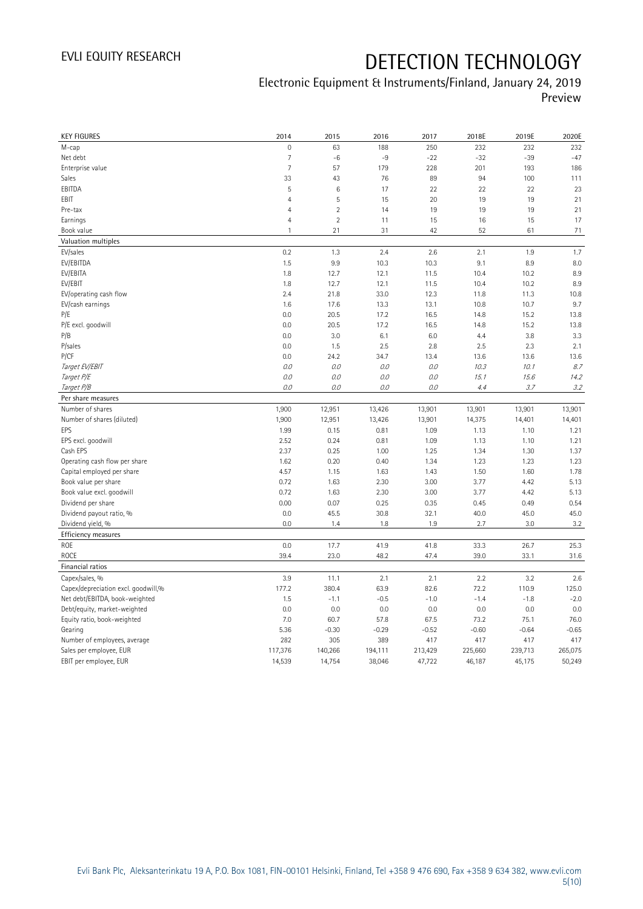| KEY FIGURES | 2014 | 2015 | 2016 | 2017 | 2018E | 2019E | 2020E |
|---|---|---|---|---|---|---|---|
| M-cap | 0 | 63 | 188 | 250 | 232 | 232 | 232 |
| Net debt | 7 | -6 | -9 | -22 | -32 | -39 | -47 |
| Enterprise value | 7 | 57 | 179 | 228 | 201 | 193 | 186 |
| Sales | 33 | 43 | 76 | 89 | 94 | 100 | 111 |
| EBITDA | 5 | 6 | 17 | 22 | 22 | 22 | 23 |
| EBIT | 4 | 5 | 15 | 20 | 19 | 19 | 21 |
| Pre-tax | 4 | 2 | 14 | 19 | 19 | 19 | 21 |
| Earnings | 4 | 2 | 11 | 15 | 16 | 15 | 17 |
| Book value | 1 | 21 | 31 | 42 | 52 | 61 | 71 |
| **Valuation multiples** | | | | | | | |
| EV/sales | 0.2 | 1.3 | 2.4 | 2.6 | 2.1 | 1.9 | 1.7 |
| EV/EBITDA | 1.5 | 9.9 | 10.3 | 10.3 | 9.1 | 8.9 | 8.0 |
| EV/EBITA | 1.8 | 12.7 | 12.1 | 11.5 | 10.4 | 10.2 | 8.9 |
| EV/EBIT | 1.8 | 12.7 | 12.1 | 11.5 | 10.4 | 10.2 | 8.9 |
| EV/operating cash flow | 2.4 | 21.8 | 33.0 | 12.3 | 11.8 | 11.3 | 10.8 |
| EV/cash earnings | 1.6 | 17.6 | 13.3 | 13.1 | 10.8 | 10.7 | 9.7 |
| P/E | 0.0 | 20.5 | 17.2 | 16.5 | 14.8 | 15.2 | 13.8 |
| P/E excl. goodwill | 0.0 | 20.5 | 17.2 | 16.5 | 14.8 | 15.2 | 13.8 |
| P/B | 0.0 | 3.0 | 6.1 | 6.0 | 4.4 | 3.8 | 3.3 |
| P/sales | 0.0 | 1.5 | 2.5 | 2.8 | 2.5 | 2.3 | 2.1 |
| P/CF | 0.0 | 24.2 | 34.7 | 13.4 | 13.6 | 13.6 | 13.6 |
| *Target EV/EBIT* | *0.0* | *0.0* | *0.0* | *0.0* | *10.3* | *10.1* | *8.7* |
| *Target P/E* | *0.0* | *0.0* | *0.0* | *0.0* | *15.1* | *15.6* | *14.2* |
| *Target P/B* | *0.0* | *0.0* | *0.0* | *0.0* | *4.4* | *3.7* | *3.2* |
| **Per share measures** | | | | | | | |
| Number of shares | 1,900 | 12,951 | 13,426 | 13,901 | 13,901 | 13,901 | 13,901 |
| Number of shares (diluted) | 1,900 | 12,951 | 13,426 | 13,901 | 14,375 | 14,401 | 14,401 |
| EPS | 1.99 | 0.15 | 0.81 | 1.09 | 1.13 | 1.10 | 1.21 |
| EPS excl. goodwill | 2.52 | 0.24 | 0.81 | 1.09 | 1.13 | 1.10 | 1.21 |
| Cash EPS | 2.37 | 0.25 | 1.00 | 1.25 | 1.34 | 1.30 | 1.37 |
| Operating cash flow per share | 1.62 | 0.20 | 0.40 | 1.34 | 1.23 | 1.23 | 1.23 |
| Capital employed per share | 4.57 | 1.15 | 1.63 | 1.43 | 1.50 | 1.60 | 1.78 |
| Book value per share | 0.72 | 1.63 | 2.30 | 3.00 | 3.77 | 4.42 | 5.13 |
| Book value excl. goodwill | 0.72 | 1.63 | 2.30 | 3.00 | 3.77 | 4.42 | 5.13 |
| Dividend per share | 0.00 | 0.07 | 0.25 | 0.35 | 0.45 | 0.49 | 0.54 |
| Dividend payout ratio, % | 0.0 | 45.5 | 30.8 | 32.1 | 40.0 | 45.0 | 45.0 |
| Dividend yield, % | 0.0 | 1.4 | 1.8 | 1.9 | 2.7 | 3.0 | 3.2 |
| **Efficiency measures** | | | | | | | |
| ROE | 0.0 | 17.7 | 41.9 | 41.8 | 33.3 | 26.7 | 25.3 |
| ROCE | 39.4 | 23.0 | 48.2 | 47.4 | 39.0 | 33.1 | 31.6 |
| **Financial ratios** | | | | | | | |
| Capex/sales, % | 3.9 | 11.1 | 2.1 | 2.1 | 2.2 | 3.2 | 2.6 |
| Capex/depreciation excl. goodwill,% | 177.2 | 380.4 | 63.9 | 82.6 | 72.2 | 110.9 | 125.0 |
| Net debt/EBITDA, book-weighted | 1.5 | -1.1 | -0.5 | -1.0 | -1.4 | -1.8 | -2.0 |
| Debt/equity, market-weighted | 0.0 | 0.0 | 0.0 | 0.0 | 0.0 | 0.0 | 0.0 |
| Equity ratio, book-weighted | 7.0 | 60.7 | 57.8 | 67.5 | 73.2 | 75.1 | 76.0 |
| Gearing | 5.36 | -0.30 | -0.29 | -0.52 | -0.60 | -0.64 | -0.65 |
| Number of employees, average | 282 | 305 | 389 | 417 | 417 | 417 | 417 |
| Sales per employee, EUR | 117,376 | 140,266 | 194,111 | 213,429 | 225,660 | 239,713 | 265,075 |
| EBIT per employee, EUR | 14,539 | 14,754 | 38,046 | 47,722 | 46,187 | 45,175 | 50,249 |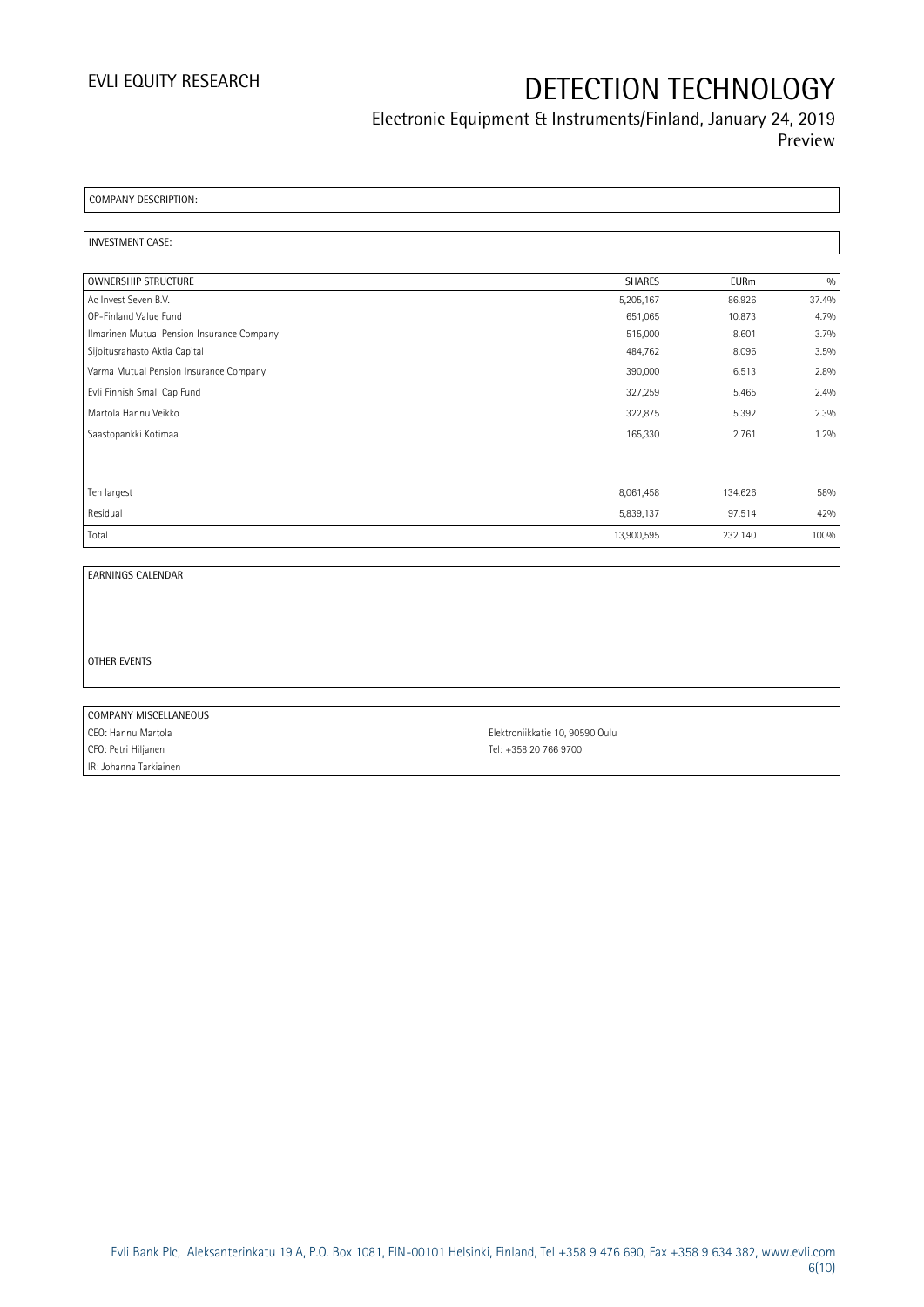COMPANY DESCRIPTION:

INVESTMENT CASE:

| OWNERSHIP STRUCTURE | SHARES | EURm | % |
| --- | --- | --- | --- |
| Ac Invest Seven B.V. | 5,205,167 | 86.926 | 37.4% |
| OP-Finland Value Fund | 651,065 | 10.873 | 4.7% |
| Ilmarinen Mutual Pension Insurance Company | 515,000 | 8.601 | 3.7% |
| Sijoitusrahasto Aktia Capital | 484,762 | 8.096 | 3.5% |
| Varma Mutual Pension Insurance Company | 390,000 | 6.513 | 2.8% |
| Evli Finnish Small Cap Fund | 327,259 | 5.465 | 2.4% |
| Martola Hannu Veikko | 322,875 | 5.392 | 2.3% |
| Saastopankki Kotimaa | 165,330 | 2.761 | 1.2% |
| | | | |
| Ten largest | 8,061,458 | 134.626 | 58% |
| Residual | 5,839,137 | 97.514 | 42% |
| Total | 13,900,595 | 232.140 | 100% |

EARNINGS CALENDAR

OTHER EVENTS

| COMPANY MISCELLANEOUS | |
| --- | --- |
| CEO: Hannu Martola | Elektroniikkatie 10, 90590 Oulu |
| CFO: Petri Hiljanen | Tel: +358 20 766 9700 |
| IR: Johanna Tarkiainen | |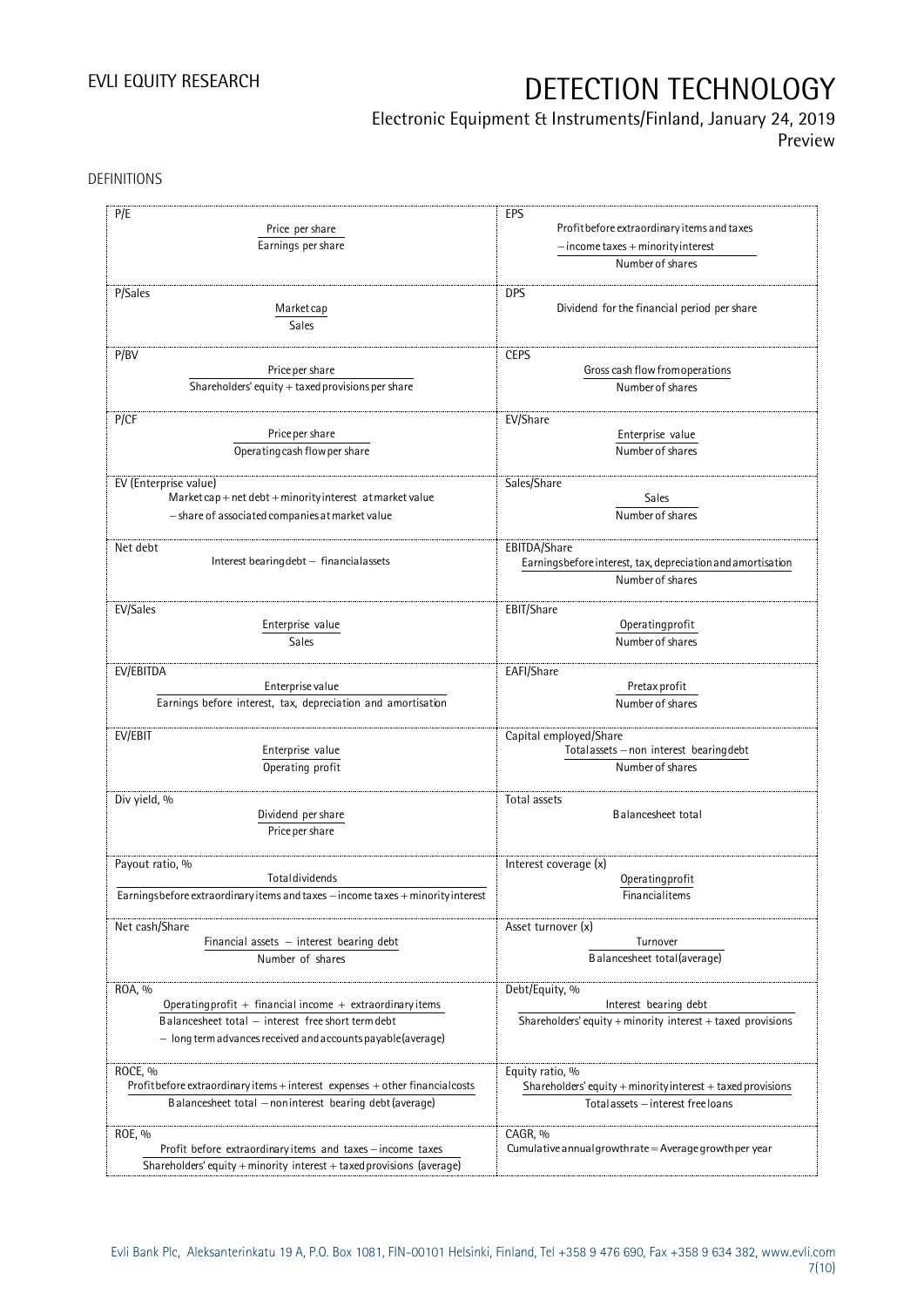DEFINITIONS

| | |
|---|---|
| **P/E**<br>$\frac{\text{Price per share}}{\text{Earnings per share}}$ | **EPS**<br>$\frac{\text{Profit before extraordinary items and taxes} - \text{income taxes} + \text{minority interest}}{\text{Number of shares}}$ |
| **P/Sales**<br>$\frac{\text{Market cap}}{\text{Sales}}$ | **DPS**<br>Dividend for the financial period per share |
| **P/BV**<br>$\frac{\text{Price per share}}{\text{Shareholders' equity} + \text{taxed provisions per share}}$ | **CEPS**<br>$\frac{\text{Gross cash flow from operations}}{\text{Number of shares}}$ |
| **P/CF**<br>$\frac{\text{Price per share}}{\text{Operating cash flow per share}}$ | **EV/Share**<br>$\frac{\text{Enterprise value}}{\text{Number of shares}}$ |
| **EV (Enterprise value)**<br>Market cap + net debt + minority interest at market value − share of associated companies at market value | **Sales/Share**<br>$\frac{\text{Sales}}{\text{Number of shares}}$ |
| **Net debt**<br>Interest bearing debt − financial assets | **EBITDA/Share**<br>$\frac{\text{Earnings before interest, tax, depreciation and amortisation}}{\text{Number of shares}}$ |
| **EV/Sales**<br>$\frac{\text{Enterprise value}}{\text{Sales}}$ | **EBIT/Share**<br>$\frac{\text{Operating profit}}{\text{Number of shares}}$ |
| **EV/EBITDA**<br>$\frac{\text{Enterprise value}}{\text{Earnings before interest, tax, depreciation and amortisation}}$ | **EAFI/Share**<br>$\frac{\text{Pretax profit}}{\text{Number of shares}}$ |
| **EV/EBIT**<br>$\frac{\text{Enterprise value}}{\text{Operating profit}}$ | **Capital employed/Share**<br>$\frac{\text{Total assets} - \text{non interest bearing debt}}{\text{Number of shares}}$ |
| **Div yield, %**<br>$\frac{\text{Dividend per share}}{\text{Price per share}}$ | **Total assets**<br>Balance sheet total |
| **Payout ratio, %**<br>$\frac{\text{Total dividends}}{\text{Earnings before extraordinary items and taxes} - \text{income taxes} + \text{minority interest}}$ | **Interest coverage (x)**<br>$\frac{\text{Operating profit}}{\text{Financial items}}$ |
| **Net cash/Share**<br>$\frac{\text{Financial assets} - \text{interest bearing debt}}{\text{Number of shares}}$ | **Asset turnover (x)**<br>$\frac{\text{Turnover}}{\text{Balance sheet total (average)}}$ |
| **ROA, %**<br>$\frac{\text{Operating profit} + \text{financial income} + \text{extraordinary items}}{\text{Balance sheet total} - \text{interest free short term debt} - \text{long term advances received and accounts payable (average)}}$ | **Debt/Equity, %**<br>$\frac{\text{Interest bearing debt}}{\text{Shareholders' equity} + \text{minority interest} + \text{taxed provisions}}$ |
| **ROCE, %**<br>$\frac{\text{Profit before extraordinary items} + \text{interest expenses} + \text{other financial costs}}{\text{Balance sheet total} - \text{non interest bearing debt (average)}}$ | **Equity ratio, %**<br>$\frac{\text{Shareholders' equity} + \text{minority interest} + \text{taxed provisions}}{\text{Total assets} - \text{interest free loans}}$ |
| **ROE, %**<br>$\frac{\text{Profit before extraordinary items and taxes} - \text{income taxes}}{\text{Shareholders' equity} + \text{minority interest} + \text{taxed provisions (average)}}$ | **CAGR, %**<br>Cumulative annual growth rate = Average growth per year |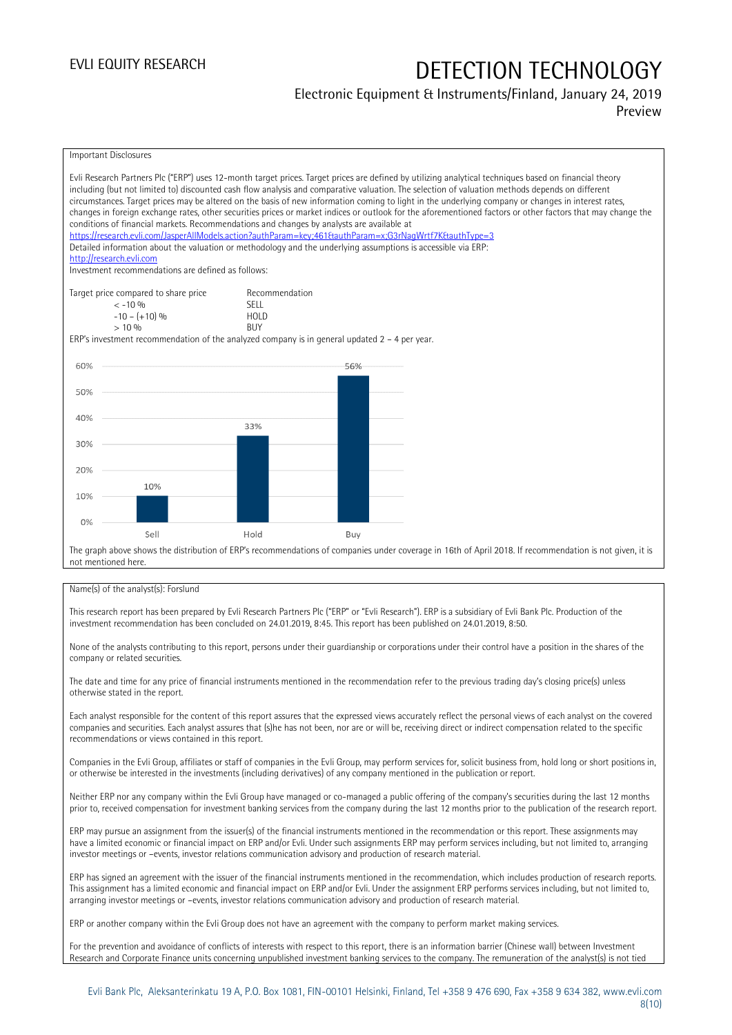Important Disclosures

Evli Research Partners Plc ("ERP") uses 12-month target prices. Target prices are defined by utilizing analytical techniques based on financial theory including (but not limited to) discounted cash flow analysis and comparative valuation. The selection of valuation methods depends on different circumstances. Target prices may be altered on the basis of new information coming to light in the underlying company or changes in interest rates, changes in foreign exchange rates, other securities prices or market indices or outlook for the aforementioned factors or other factors that may change the conditions of financial markets. Recommendations and changes by analysts are available at https://research.evli.com/JasperAllModels.action?authParam=key;461&authParam=x;G3rNagWrtf7K&authType=3
Detailed information about the valuation or methodology and the underlying assumptions is accessible via ERP: http://research.evli.com
Investment recommendations are defined as follows:

| Target price compared to share price | Recommendation |
|---|---|
| < -10 % | SELL |
| -10 – (+10) % | HOLD |
| > 10 % | BUY |

ERP's investment recommendation of the analyzed company is in general updated 2 – 4 per year.

| | Sell | Hold | Buy |
|---|---|---|---|
| Share of recommendations | 10% | 33% | 56% |

The graph above shows the distribution of ERP's recommendations of companies under coverage in 16th of April 2018. If recommendation is not given, it is not mentioned here.

Name(s) of the analyst(s): Forslund

This research report has been prepared by Evli Research Partners Plc ("ERP" or "Evli Research"). ERP is a subsidiary of Evli Bank Plc. Production of the investment recommendation has been concluded on 24.01.2019, 8:45. This report has been published on 24.01.2019, 8:50.

None of the analysts contributing to this report, persons under their guardianship or corporations under their control have a position in the shares of the company or related securities.

The date and time for any price of financial instruments mentioned in the recommendation refer to the previous trading day's closing price(s) unless otherwise stated in the report.

Each analyst responsible for the content of this report assures that the expressed views accurately reflect the personal views of each analyst on the covered companies and securities. Each analyst assures that (s)he has not been, nor are or will be, receiving direct or indirect compensation related to the specific recommendations or views contained in this report.

Companies in the Evli Group, affiliates or staff of companies in the Evli Group, may perform services for, solicit business from, hold long or short positions in, or otherwise be interested in the investments (including derivatives) of any company mentioned in the publication or report.

Neither ERP nor any company within the Evli Group have managed or co-managed a public offering of the company's securities during the last 12 months prior to, received compensation for investment banking services from the company during the last 12 months prior to the publication of the research report.

ERP may pursue an assignment from the issuer(s) of the financial instruments mentioned in the recommendation or this report. These assignments may have a limited economic or financial impact on ERP and/or Evli. Under such assignments ERP may perform services including, but not limited to, arranging investor meetings or –events, investor relations communication advisory and production of research material.

ERP has signed an agreement with the issuer of the financial instruments mentioned in the recommendation, which includes production of research reports. This assignment has a limited economic and financial impact on ERP and/or Evli. Under the assignment ERP performs services including, but not limited to, arranging investor meetings or –events, investor relations communication advisory and production of research material.

ERP or another company within the Evli Group does not have an agreement with the company to perform market making services.

For the prevention and avoidance of conflicts of interests with respect to this report, there is an information barrier (Chinese wall) between Investment Research and Corporate Finance units concerning unpublished investment banking services to the company. The remuneration of the analyst(s) is not tied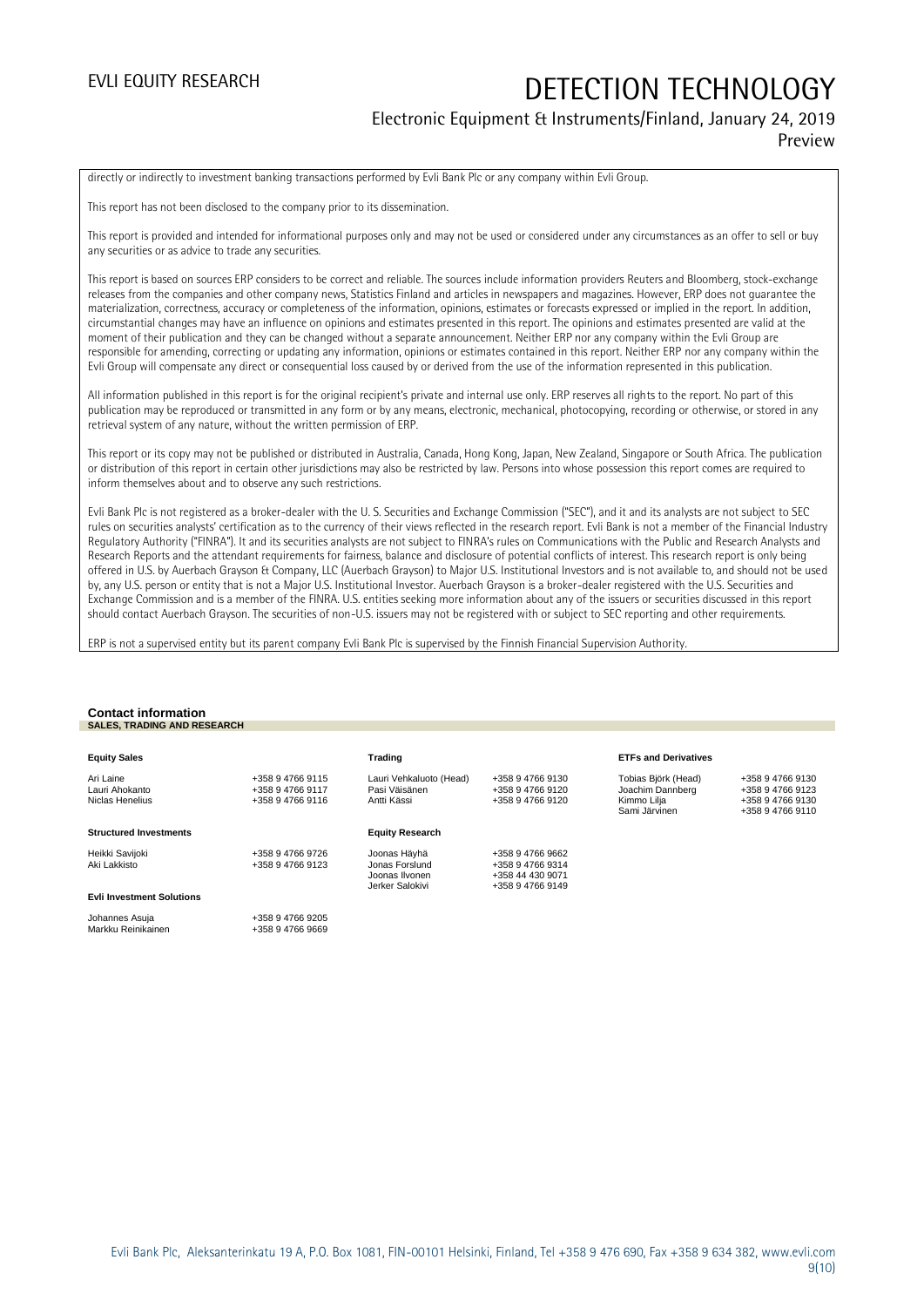directly or indirectly to investment banking transactions performed by Evli Bank Plc or any company within Evli Group.

This report has not been disclosed to the company prior to its dissemination.

This report is provided and intended for informational purposes only and may not be used or considered under any circumstances as an offer to sell or buy any securities or as advice to trade any securities.

This report is based on sources ERP considers to be correct and reliable. The sources include information providers Reuters and Bloomberg, stock-exchange releases from the companies and other company news, Statistics Finland and articles in newspapers and magazines. However, ERP does not guarantee the materialization, correctness, accuracy or completeness of the information, opinions, estimates or forecasts expressed or implied in the report. In addition, circumstantial changes may have an influence on opinions and estimates presented in this report. The opinions and estimates presented are valid at the moment of their publication and they can be changed without a separate announcement. Neither ERP nor any company within the Evli Group are responsible for amending, correcting or updating any information, opinions or estimates contained in this report. Neither ERP nor any company within the Evli Group will compensate any direct or consequential loss caused by or derived from the use of the information represented in this publication.

All information published in this report is for the original recipient's private and internal use only. ERP reserves all rights to the report. No part of this publication may be reproduced or transmitted in any form or by any means, electronic, mechanical, photocopying, recording or otherwise, or stored in any retrieval system of any nature, without the written permission of ERP.

This report or its copy may not be published or distributed in Australia, Canada, Hong Kong, Japan, New Zealand, Singapore or South Africa. The publication or distribution of this report in certain other jurisdictions may also be restricted by law. Persons into whose possession this report comes are required to inform themselves about and to observe any such restrictions.

Evli Bank Plc is not registered as a broker-dealer with the U. S. Securities and Exchange Commission ("SEC"), and it and its analysts are not subject to SEC rules on securities analysts' certification as to the currency of their views reflected in the research report. Evli Bank is not a member of the Financial Industry Regulatory Authority ("FINRA"). It and its securities analysts are not subject to FINRA's rules on Communications with the Public and Research Analysts and Research Reports and the attendant requirements for fairness, balance and disclosure of potential conflicts of interest. This research report is only being offered in U.S. by Auerbach Grayson & Company, LLC (Auerbach Grayson) to Major U.S. Institutional Investors and is not available to, and should not be used by, any U.S. person or entity that is not a Major U.S. Institutional Investor. Auerbach Grayson is a broker-dealer registered with the U.S. Securities and Exchange Commission and is a member of the FINRA. U.S. entities seeking more information about any of the issuers or securities discussed in this report should contact Auerbach Grayson. The securities of non-U.S. issuers may not be registered with or subject to SEC reporting and other requirements.

ERP is not a supervised entity but its parent company Evli Bank Plc is supervised by the Finnish Financial Supervision Authority.

## Contact information

**SALES, TRADING AND RESEARCH**

**Equity Sales**

| | |
|---|---|
| Ari Laine | +358 9 4766 9115 |
| Lauri Ahokanto | +358 9 4766 9117 |
| Niclas Henelius | +358 9 4766 9116 |

**Structured Investments**

| | |
|---|---|
| Heikki Savijoki | +358 9 4766 9726 |
| Aki Lakkisto | +358 9 4766 9123 |

**Evli Investment Solutions**

| | |
|---|---|
| Johannes Asuja | +358 9 4766 9205 |
| Markku Reinikainen | +358 9 4766 9669 |

**Trading**

| | |
|---|---|
| Lauri Vehkaluoto (Head) | +358 9 4766 9130 |
| Pasi Väisänen | +358 9 4766 9120 |
| Antti Kässi | +358 9 4766 9120 |

**Equity Research**

| | |
|---|---|
| Joonas Häyhä | +358 9 4766 9662 |
| Jonas Forslund | +358 9 4766 9314 |
| Joonas Ilvonen | +358 44 430 9071 |
| Jerker Salokivi | +358 9 4766 9149 |

**ETFs and Derivatives**

| | |
|---|---|
| Tobias Björk (Head) | +358 9 4766 9130 |
| Joachim Dannberg | +358 9 4766 9123 |
| Kimmo Lilja | +358 9 4766 9130 |
| Sami Järvinen | +358 9 4766 9110 |

Evli Bank Plc, Aleksanterinkatu 19 A, P.O. Box 1081, FIN-00101 Helsinki, Finland, Tel +358 9 476 690, Fax +358 9 634 382, www.evli.com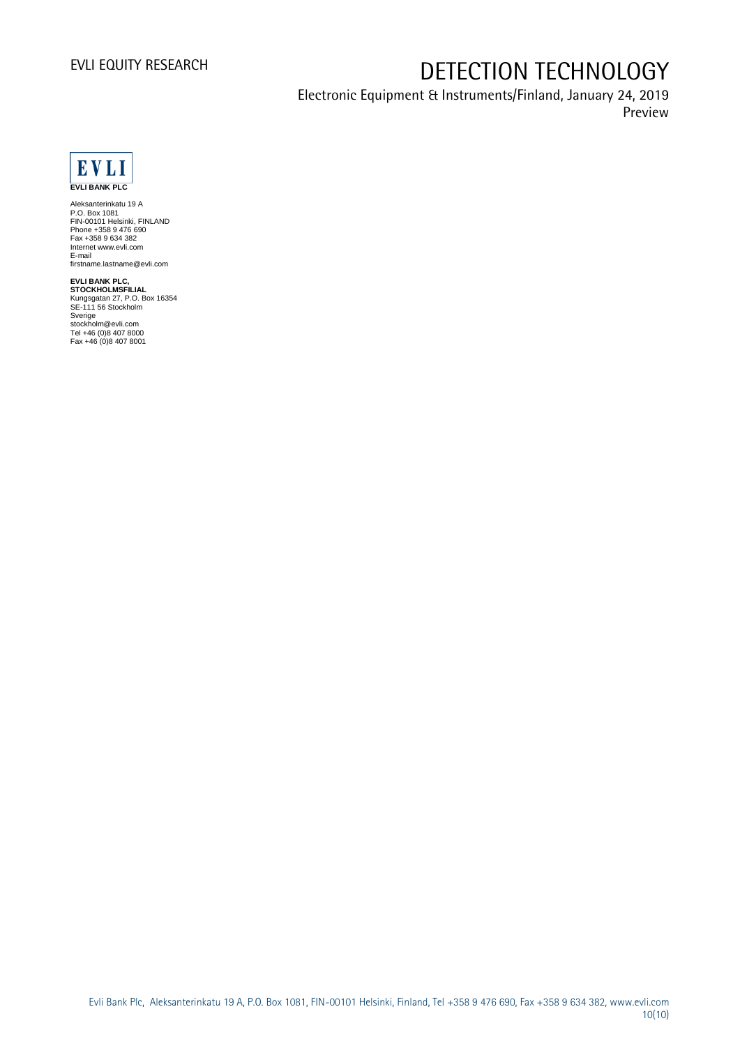**EVLI BANK PLC**

Aleksanterinkatu 19 A
P.O. Box 1081
FIN-00101 Helsinki, FINLAND
Phone +358 9 476 690
Fax +358 9 634 382
Internet www.evli.com
E-mail
firstname.lastname@evli.com

**EVLI BANK PLC,**
**STOCKHOLMSFILIAL**
Kungsgatan 27, P.O. Box 16354
SE-111 56 Stockholm
Sverige
stockholm@evli.com
Tel +46 (0)8 407 8000
Fax +46 (0)8 407 8001